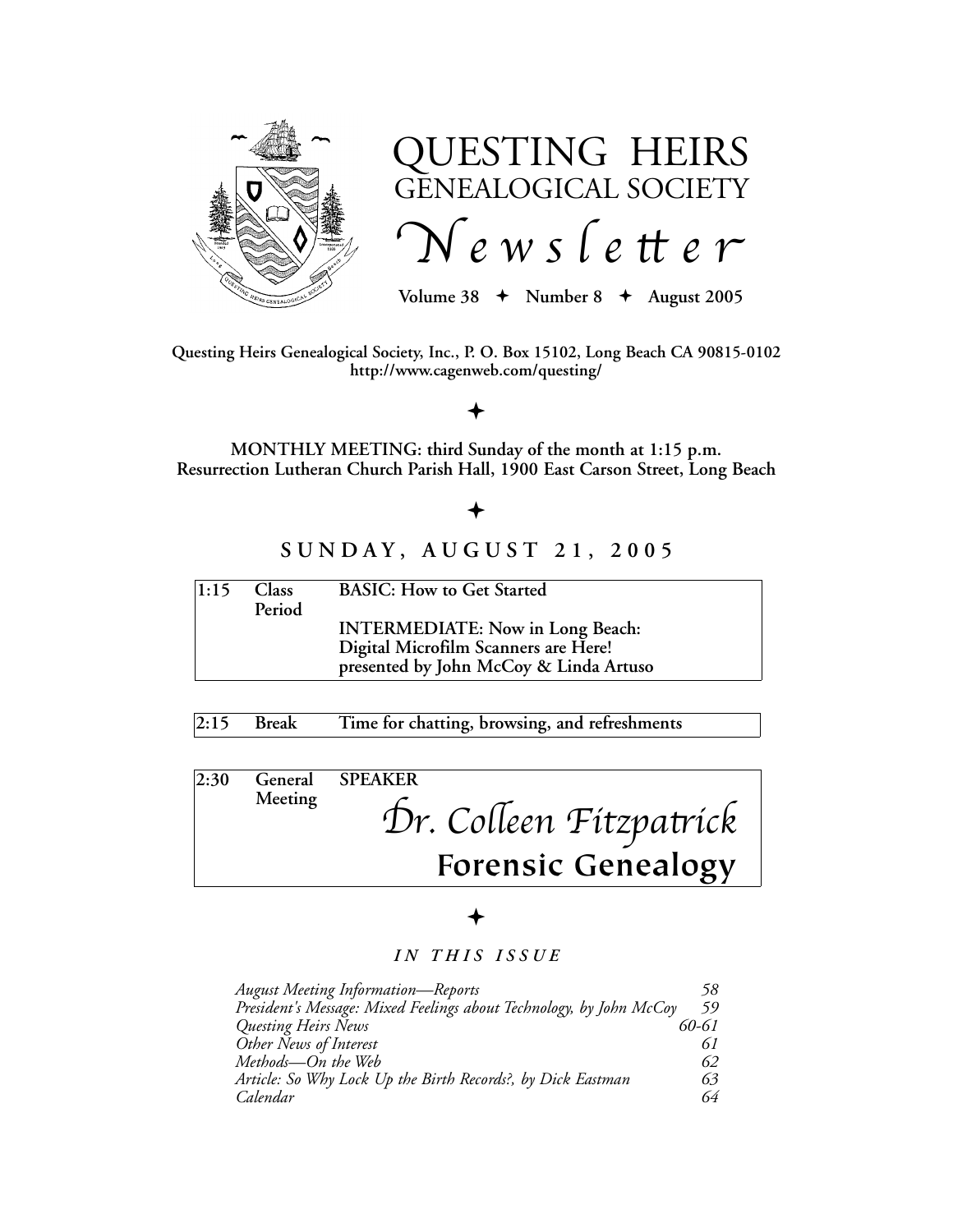# QUESTING HEIRS
## GENEALOGICAL SOCIETY
# *Newsletter*

**Volume 38 ✦ Number 8 ✦ August 2005**

**Questing Heirs Genealogical Society, Inc., P. O. Box 15102, Long Beach CA 90815-0102**
**http://www.cagenweb.com/questing/**

✦

**MONTHLY MEETING: third Sunday of the month at 1:15 p.m.**
**Resurrection Lutheran Church Parish Hall, 1900 East Carson Street, Long Beach**

✦

## SUNDAY, AUGUST 21, 2005

| | | |
|---|---|---|
| **1:15** | **Class Period** | **BASIC: How to Get Started**<br><br>**INTERMEDIATE: Now in Long Beach: Digital Microfilm Scanners are Here! presented by John McCoy & Linda Artuso** |

| | | |
|---|---|---|
| **2:15** | **Break** | **Time for chatting, browsing, and refreshments** |

| | | |
|---|---|---|
| **2:30** | **General Meeting** | **SPEAKER**<br>*Dr. Colleen Fitzpatrick*<br>**Forensic Genealogy** |

✦

### *IN THIS ISSUE*

| | |
|---|---|
| *August Meeting Information—Reports* | *58* |
| *President's Message: Mixed Feelings about Technology, by John McCoy* | *59* |
| *Questing Heirs News* | *60-61* |
| *Other News of Interest* | *61* |
| *Methods—On the Web* | *62* |
| *Article: So Why Lock Up the Birth Records?, by Dick Eastman* | *63* |
| *Calendar* | *64* |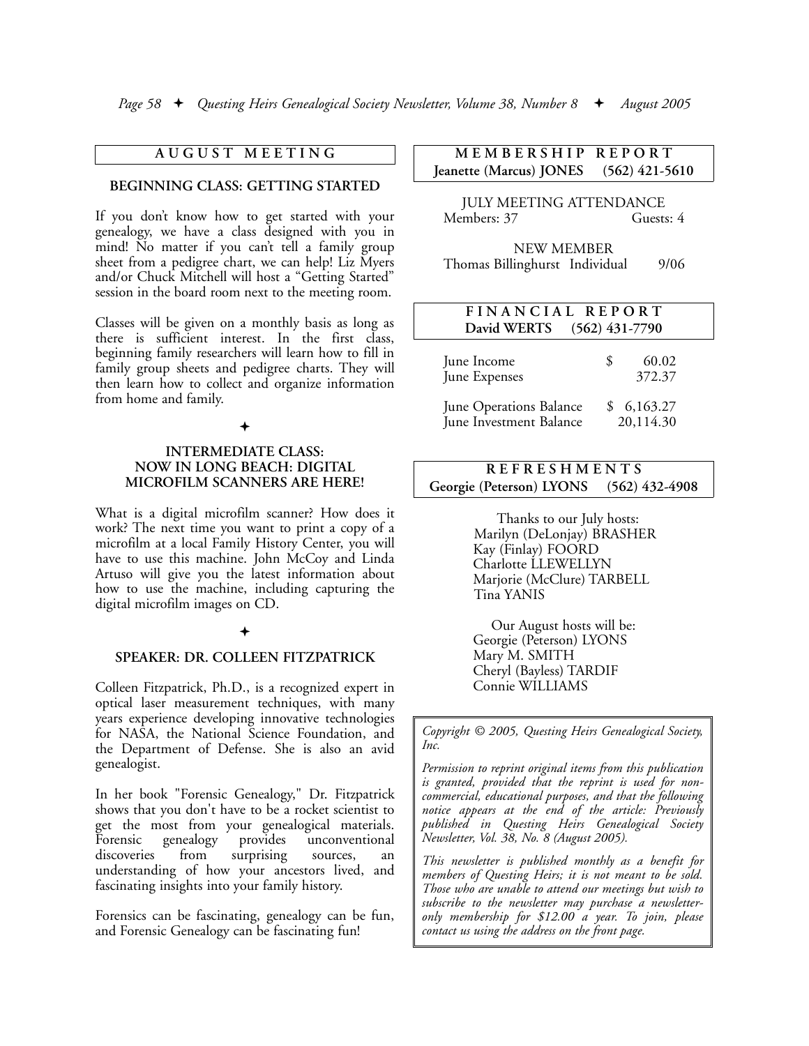## AUGUST MEETING

### BEGINNING CLASS: GETTING STARTED

If you don't know how to get started with your genealogy, we have a class designed with you in mind! No matter if you can't tell a family group sheet from a pedigree chart, we can help! Liz Myers and/or Chuck Mitchell will host a "Getting Started" session in the board room next to the meeting room.

Classes will be given on a monthly basis as long as there is sufficient interest. In the first class, beginning family researchers will learn how to fill in family group sheets and pedigree charts. They will then learn how to collect and organize information from home and family.

✦

### INTERMEDIATE CLASS: NOW IN LONG BEACH: DIGITAL MICROFILM SCANNERS ARE HERE!

What is a digital microfilm scanner? How does it work? The next time you want to print a copy of a microfilm at a local Family History Center, you will have to use this machine. John McCoy and Linda Artuso will give you the latest information about how to use the machine, including capturing the digital microfilm images on CD.

✦

### SPEAKER: DR. COLLEEN FITZPATRICK

Colleen Fitzpatrick, Ph.D., is a recognized expert in optical laser measurement techniques, with many years experience developing innovative technologies for NASA, the National Science Foundation, and the Department of Defense. She is also an avid genealogist.

In her book "Forensic Genealogy," Dr. Fitzpatrick shows that you don't have to be a rocket scientist to get the most from your genealogical materials. Forensic genealogy provides unconventional discoveries from surprising sources, an understanding of how your ancestors lived, and fascinating insights into your family history.

Forensics can be fascinating, genealogy can be fun, and Forensic Genealogy can be fascinating fun!

## MEMBERSHIP REPORT

**Jeanette (Marcus) JONES (562) 421-5610**

JULY MEETING ATTENDANCE

Members: 37 Guests: 4

NEW MEMBER

Thomas Billinghurst Individual 9/06

## FINANCIAL REPORT

**David WERTS (562) 431-7790**

| | |
|---|---|
| June Income | $ 60.02 |
| June Expenses | 372.37 |
| June Operations Balance | $ 6,163.27 |
| June Investment Balance | 20,114.30 |

## REFRESHMENTS

**Georgie (Peterson) LYONS (562) 432-4908**

Thanks to our July hosts:

Marilyn (DeLonjay) BRASHER
Kay (Finlay) FOORD
Charlotte LLEWELLYN
Marjorie (McClure) TARBELL
Tina YANIS

Our August hosts will be:

Georgie (Peterson) LYONS
Mary M. SMITH
Cheryl (Bayless) TARDIF
Connie WILLIAMS

*Copyright © 2005, Questing Heirs Genealogical Society, Inc.*

*Permission to reprint original items from this publication is granted, provided that the reprint is used for non-commercial, educational purposes, and that the following notice appears at the end of the article: Previously published in Questing Heirs Genealogical Society Newsletter, Vol. 38, No. 8 (August 2005).*

*This newsletter is published monthly as a benefit for members of Questing Heirs; it is not meant to be sold. Those who are unable to attend our meetings but wish to subscribe to the newsletter may purchase a newsletter-only membership for $12.00 a year. To join, please contact us using the address on the front page.*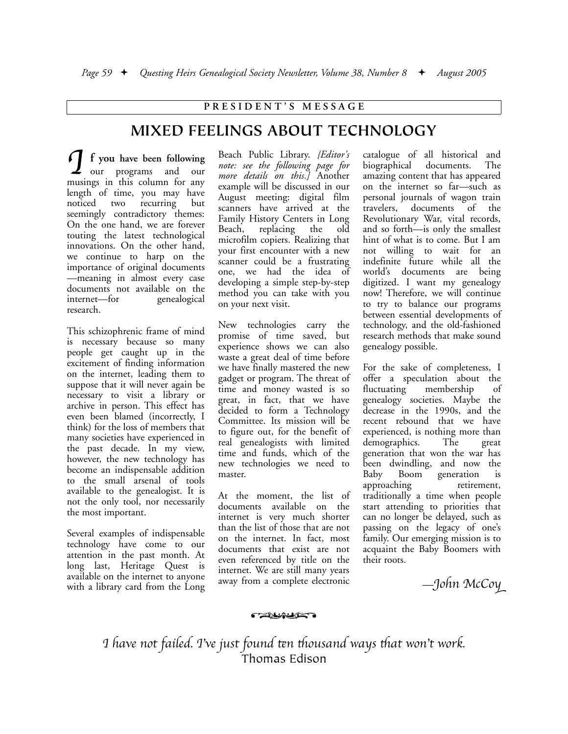PRESIDENT'S MESSAGE

# MIXED FEELINGS ABOUT TECHNOLOGY

**If you have been following** our programs and our musings in this column for any length of time, you may have noticed two recurring but seemingly contradictory themes: On the one hand, we are forever touting the latest technological innovations. On the other hand, we continue to harp on the importance of original documents—meaning in almost every case documents not available on the internet—for genealogical research.

This schizophrenic frame of mind is necessary because so many people get caught up in the excitement of finding information on the internet, leading them to suppose that it will never again be necessary to visit a library or archive in person. This effect has even been blamed (incorrectly, I think) for the loss of members that many societies have experienced in the past decade. In my view, however, the new technology has become an indispensable addition to the small arsenal of tools available to the genealogist. It is not the only tool, nor necessarily the most important.

Several examples of indispensable technology have come to our attention in the past month. At long last, Heritage Quest is available on the internet to anyone with a library card from the Long Beach Public Library. *{Editor's note: see the following page for more details on this.}* Another example will be discussed in our August meeting: digital film scanners have arrived at the Family History Centers in Long Beach, replacing the old microfilm copiers. Realizing that your first encounter with a new scanner could be a frustrating one, we had the idea of developing a simple step-by-step method you can take with you on your next visit.

New technologies carry the promise of time saved, but experience shows we can also waste a great deal of time before we have finally mastered the new gadget or program. The threat of time and money wasted is so great, in fact, that we have decided to form a Technology Committee. Its mission will be to figure out, for the benefit of real genealogists with limited time and funds, which of the new technologies we need to master.

At the moment, the list of documents available on the internet is very much shorter than the list of those that are not on the internet. In fact, most documents that exist are not even referenced by title on the internet. We are still many years away from a complete electronic catalogue of all historical and biographical documents. The amazing content that has appeared on the internet so far—such as personal journals of wagon train travelers, documents of the Revolutionary War, vital records, and so forth—is only the smallest hint of what is to come. But I am not willing to wait for an indefinite future while all the world's documents are being digitized. I want my genealogy now! Therefore, we will continue to try to balance our programs between essential developments of technology, and the old-fashioned research methods that make sound genealogy possible.

For the sake of completeness, I offer a speculation about the fluctuating membership of genealogy societies. Maybe the decrease in the 1990s, and the recent rebound that we have experienced, is nothing more than demographics. The great generation that won the war has been dwindling, and now the Baby Boom generation is approaching retirement, traditionally a time when people start attending to priorities that can no longer be delayed, such as passing on the legacy of one's family. Our emerging mission is to acquaint the Baby Boomers with their roots.

*—John McCoy*

*I have not failed. I've just found ten thousand ways that won't work.*
Thomas Edison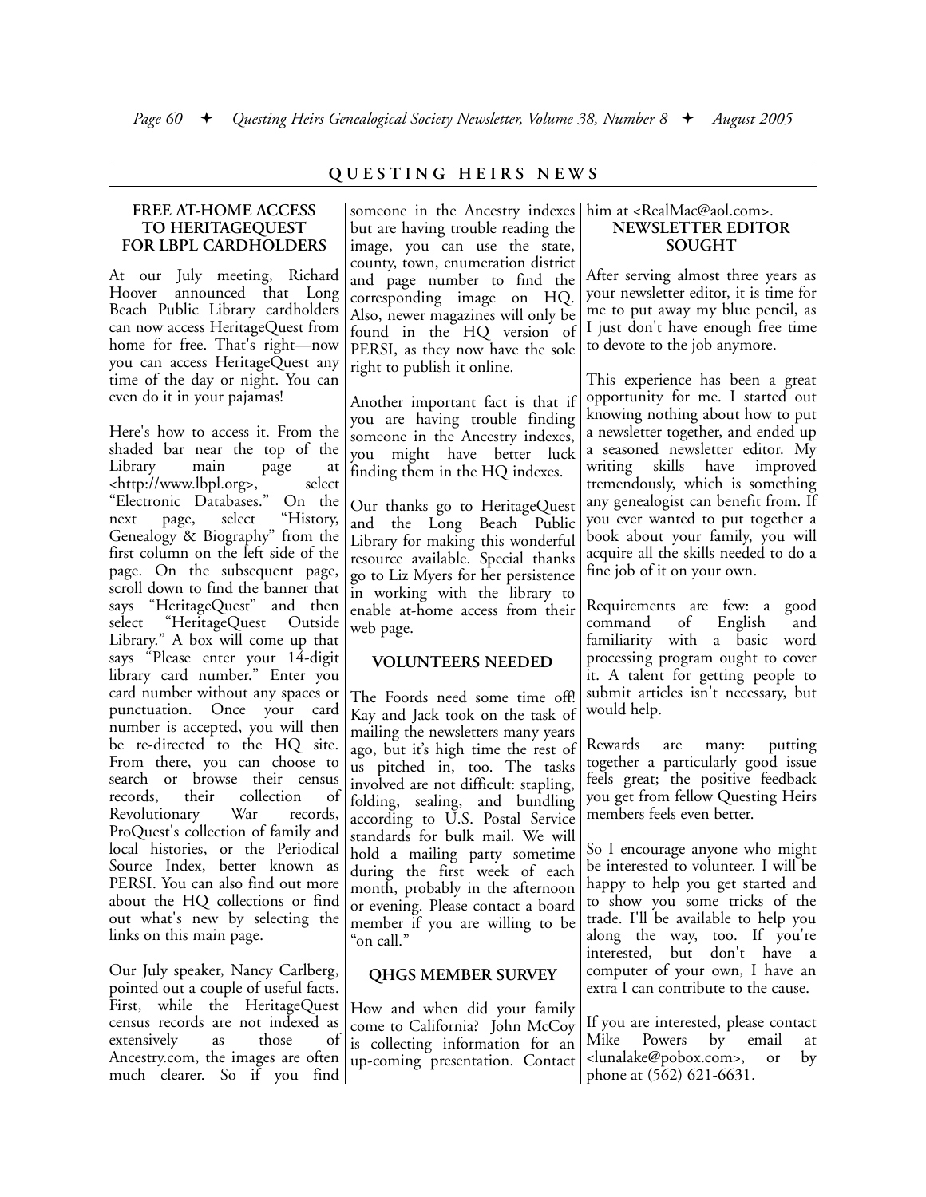## QUESTING HEIRS NEWS

### FREE AT-HOME ACCESS TO HERITAGEQUEST FOR LBPL CARDHOLDERS

At our July meeting, Richard Hoover announced that Long Beach Public Library cardholders can now access HeritageQuest from home for free. That's right—now you can access HeritageQuest any time of the day or night. You can even do it in your pajamas!

Here's how to access it. From the shaded bar near the top of the Library main page at <http://www.lbpl.org>, select "Electronic Databases." On the next page, select "History, Genealogy & Biography" from the first column on the left side of the page. On the subsequent page, scroll down to find the banner that says "HeritageQuest" and then select "HeritageQuest Outside Library." A box will come up that says "Please enter your 14-digit library card number." Enter you card number without any spaces or punctuation. Once your card number is accepted, you will then be re-directed to the HQ site. From there, you can choose to search or browse their census records, their collection of Revolutionary War records, ProQuest's collection of family and local histories, or the Periodical Source Index, better known as PERSI. You can also find out more about the HQ collections or find out what's new by selecting the links on this main page.

Our July speaker, Nancy Carlberg, pointed out a couple of useful facts. First, while the HeritageQuest census records are not indexed as extensively as those of Ancestry.com, the images are often much clearer. So if you find someone in the Ancestry indexes but are having trouble reading the image, you can use the state, county, town, enumeration district and page number to find the corresponding image on HQ. Also, newer magazines will only be found in the HQ version of PERSI, as they now have the sole right to publish it online.

Another important fact is that if you are having trouble finding someone in the Ancestry indexes, you might have better luck finding them in the HQ indexes.

Our thanks go to HeritageQuest and the Long Beach Public Library for making this wonderful resource available. Special thanks go to Liz Myers for her persistence in working with the library to enable at-home access from their web page.

### VOLUNTEERS NEEDED

The Foords need some time off! Kay and Jack took on the task of mailing the newsletters many years ago, but it's high time the rest of us pitched in, too. The tasks involved are not difficult: stapling, folding, sealing, and bundling according to U.S. Postal Service standards for bulk mail. We will hold a mailing party sometime during the first week of each month, probably in the afternoon or evening. Please contact a board member if you are willing to be "on call."

### QHGS MEMBER SURVEY

How and when did your family come to California? John McCoy is collecting information for an up-coming presentation. Contact him at <RealMac@aol.com>.

### NEWSLETTER EDITOR SOUGHT

After serving almost three years as your newsletter editor, it is time for me to put away my blue pencil, as I just don't have enough free time to devote to the job anymore.

This experience has been a great opportunity for me. I started out knowing nothing about how to put a newsletter together, and ended up a seasoned newsletter editor. My writing skills have improved tremendously, which is something any genealogist can benefit from. If you ever wanted to put together a book about your family, you will acquire all the skills needed to do a fine job of it on your own.

Requirements are few: a good command of English and familiarity with a basic word processing program ought to cover it. A talent for getting people to submit articles isn't necessary, but would help.

Rewards are many: putting together a particularly good issue feels great; the positive feedback you get from fellow Questing Heirs members feels even better.

So I encourage anyone who might be interested to volunteer. I will be happy to help you get started and to show you some tricks of the trade. I'll be available to help you along the way, too. If you're interested, but don't have a computer of your own, I have an extra I can contribute to the cause.

If you are interested, please contact Mike Powers by email at <lunalake@pobox.com>, or by phone at (562) 621-6631.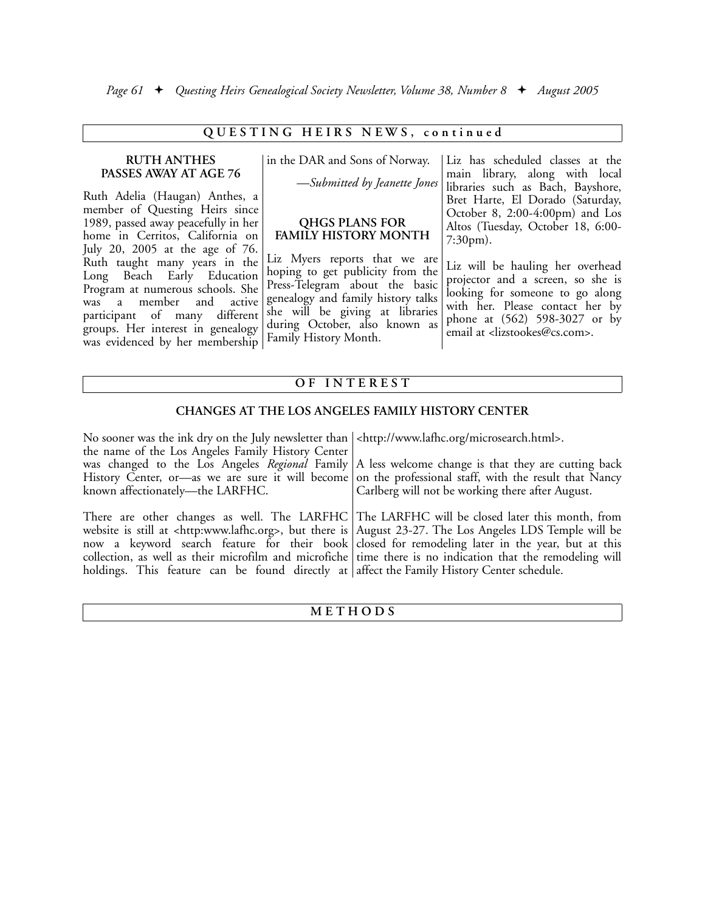## QUESTING HEIRS NEWS, continued

### RUTH ANTHES PASSES AWAY AT AGE 76

Ruth Adelia (Haugan) Anthes, a member of Questing Heirs since 1989, passed away peacefully in her home in Cerritos, California on July 20, 2005 at the age of 76. Ruth taught many years in the Long Beach Early Education Program at numerous schools. She was a member and active participant of many different groups. Her interest in genealogy was evidenced by her membership in the DAR and Sons of Norway.

*—Submitted by Jeanette Jones*

### QHGS PLANS FOR FAMILY HISTORY MONTH

Liz Myers reports that we are hoping to get publicity from the Press-Telegram about the basic genealogy and family history talks she will be giving at libraries during October, also known as Family History Month.

Liz has scheduled classes at the main library, along with local libraries such as Bach, Bayshore, Bret Harte, El Dorado (Saturday, October 8, 2:00-4:00pm) and Los Altos (Tuesday, October 18, 6:00-7:30pm).

Liz will be hauling her overhead projector and a screen, so she is looking for someone to go along with her. Please contact her by phone at (562) 598-3027 or by email at <lizstookes@cs.com>.

## OF INTEREST

### CHANGES AT THE LOS ANGELES FAMILY HISTORY CENTER

No sooner was the ink dry on the July newsletter than the name of the Los Angeles Family History Center was changed to the Los Angeles *Regional* Family History Center, or—as we are sure it will become known affectionately—the LARFHC.

There are other changes as well. The LARFHC website is still at <http:www.lafhc.org>, but there is now a keyword search feature for their book collection, as well as their microfilm and microfiche holdings. This feature can be found directly at <http://www.lafhc.org/microsearch.html>.

A less welcome change is that they are cutting back on the professional staff, with the result that Nancy Carlberg will not be working there after August.

The LARFHC will be closed later this month, from August 23-27. The Los Angeles LDS Temple will be closed for remodeling later in the year, but at this time there is no indication that the remodeling will affect the Family History Center schedule.

## METHODS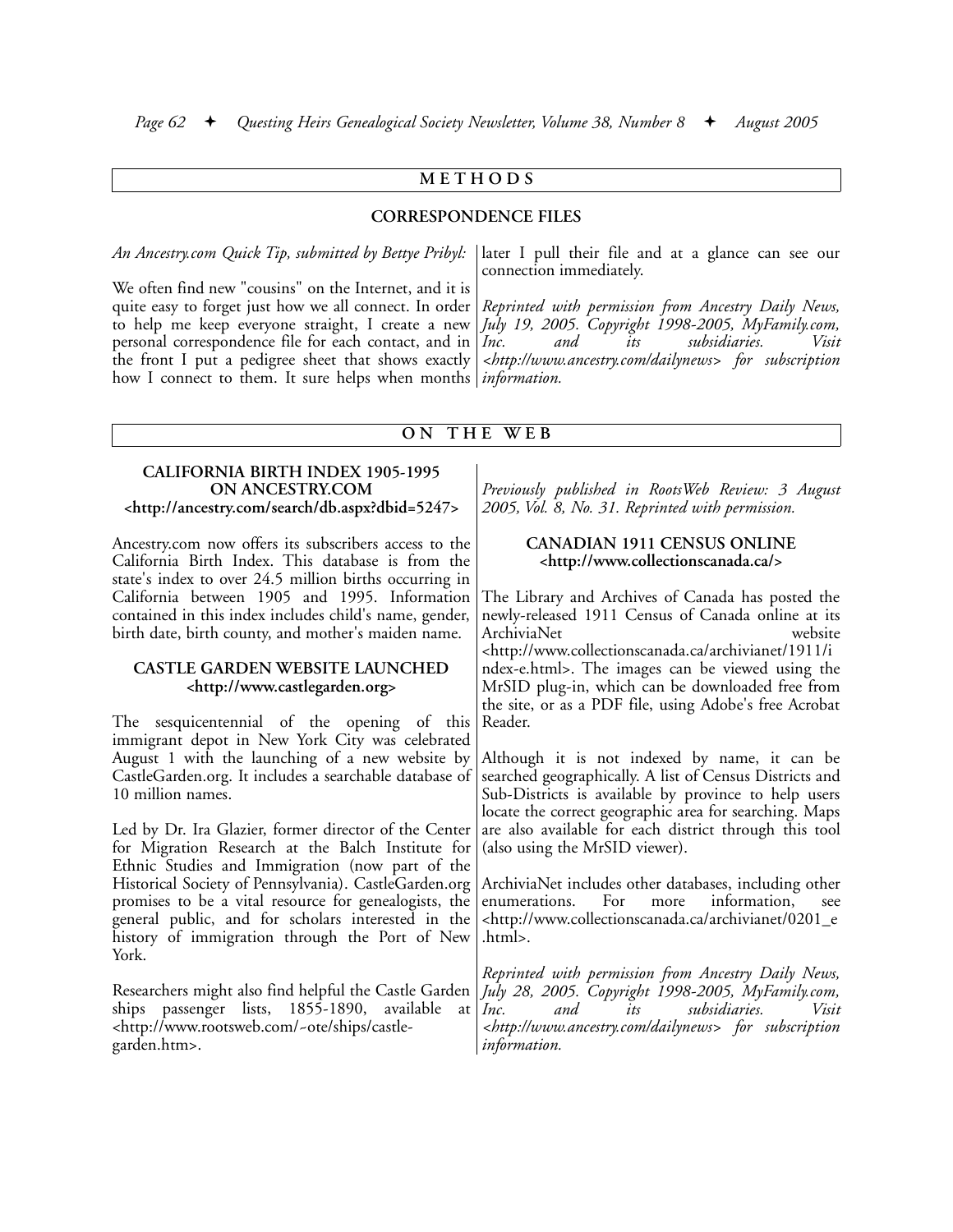## METHODS

### CORRESPONDENCE FILES

*An Ancestry.com Quick Tip, submitted by Bettye Pribyl:*

We often find new "cousins" on the Internet, and it is quite easy to forget just how we all connect. In order to help me keep everyone straight, I create a new personal correspondence file for each contact, and in the front I put a pedigree sheet that shows exactly how I connect to them. It sure helps when months later I pull their file and at a glance can see our connection immediately.

*Reprinted with permission from Ancestry Daily News, July 19, 2005. Copyright 1998-2005, MyFamily.com, Inc. and its subsidiaries. Visit <http://www.ancestry.com/dailynews> for subscription information.*

## ON THE WEB

### CALIFORNIA BIRTH INDEX 1905-1995 ON ANCESTRY.COM <http://ancestry.com/search/db.aspx?dbid=5247>

Ancestry.com now offers its subscribers access to the California Birth Index. This database is from the state's index to over 24.5 million births occurring in California between 1905 and 1995. Information contained in this index includes child's name, gender, birth date, birth county, and mother's maiden name.

### CASTLE GARDEN WEBSITE LAUNCHED <http://www.castlegarden.org>

The sesquicentennial of the opening of this immigrant depot in New York City was celebrated August 1 with the launching of a new website by CastleGarden.org. It includes a searchable database of 10 million names.

Led by Dr. Ira Glazier, former director of the Center for Migration Research at the Balch Institute for Ethnic Studies and Immigration (now part of the Historical Society of Pennsylvania). CastleGarden.org promises to be a vital resource for genealogists, the general public, and for scholars interested in the history of immigration through the Port of New York.

Researchers might also find helpful the Castle Garden ships passenger lists, 1855-1890, available at <http://www.rootsweb.com/~ote/ships/castle-garden.htm>.

*Previously published in RootsWeb Review: 3 August 2005, Vol. 8, No. 31. Reprinted with permission.*

### CANADIAN 1911 CENSUS ONLINE <http://www.collectionscanada.ca/>

The Library and Archives of Canada has posted the newly-released 1911 Census of Canada online at its ArchiviaNet website <http://www.collectionscanada.ca/archivianet/1911/index-e.html>. The images can be viewed using the MrSID plug-in, which can be downloaded free from the site, or as a PDF file, using Adobe's free Acrobat Reader.

Although it is not indexed by name, it can be searched geographically. A list of Census Districts and Sub-Districts is available by province to help users locate the correct geographic area for searching. Maps are also available for each district through this tool (also using the MrSID viewer).

ArchiviaNet includes other databases, including other enumerations. For more information, see <http://www.collectionscanada.ca/archivianet/0201_e.html>.

*Reprinted with permission from Ancestry Daily News, July 28, 2005. Copyright 1998-2005, MyFamily.com, Inc. and its subsidiaries. Visit <http://www.ancestry.com/dailynews> for subscription information.*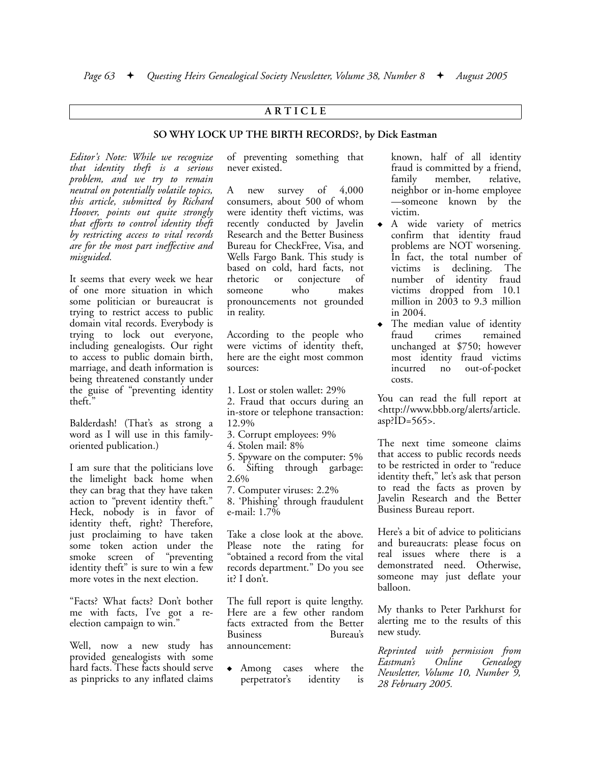## ARTICLE

### SO WHY LOCK UP THE BIRTH RECORDS?, by Dick Eastman

*Editor's Note: While we recognize that identity theft is a serious problem, and we try to remain neutral on potentially volatile topics, this article, submitted by Richard Hoover, points out quite strongly that efforts to control identity theft by restricting access to vital records are for the most part ineffective and misguided.*

It seems that every week we hear of one more situation in which some politician or bureaucrat is trying to restrict access to public domain vital records. Everybody is trying to lock out everyone, including genealogists. Our right to access to public domain birth, marriage, and death information is being threatened constantly under the guise of "preventing identity theft."

Balderdash! (That's as strong a word as I will use in this family-oriented publication.)

I am sure that the politicians love the limelight back home when they can brag that they have taken action to "prevent identity theft." Heck, nobody is in favor of identity theft, right? Therefore, just proclaiming to have taken some token action under the smoke screen of "preventing identity theft" is sure to win a few more votes in the next election.

"Facts? What facts? Don't bother me with facts, I've got a re-election campaign to win."

Well, now a new study has provided genealogists with some hard facts. These facts should serve as pinpricks to any inflated claims of preventing something that never existed.

A new survey of 4,000 consumers, about 500 of whom were identity theft victims, was recently conducted by Javelin Research and the Better Business Bureau for CheckFree, Visa, and Wells Fargo Bank. This study is based on cold, hard facts, not rhetoric or conjecture of someone who makes pronouncements not grounded in reality.

According to the people who were victims of identity theft, here are the eight most common sources:

1. Lost or stolen wallet: 29%
2. Fraud that occurs during an in-store or telephone transaction: 12.9%
3. Corrupt employees: 9%
4. Stolen mail: 8%
5. Spyware on the computer: 5%
6. Sifting through garbage: 2.6%
7. Computer viruses: 2.2%
8. 'Phishing' through fraudulent e-mail: 1.7%

Take a close look at the above. Please note the rating for "obtained a record from the vital records department." Do you see it? I don't.

The full report is quite lengthy. Here are a few other random facts extracted from the Better Business Bureau's announcement:

- Among cases where the perpetrator's identity is known, half of all identity fraud is committed by a friend, family member, relative, neighbor or in-home employee —someone known by the victim.
- A wide variety of metrics confirm that identity fraud problems are NOT worsening. In fact, the total number of victims is declining. The number of identity fraud victims dropped from 10.1 million in 2003 to 9.3 million in 2004.
- The median value of identity fraud crimes remained unchanged at $750; however most identity fraud victims incurred no out-of-pocket costs.

You can read the full report at <http://www.bbb.org/alerts/article.asp?ID=565>.

The next time someone claims that access to public records needs to be restricted in order to "reduce identity theft," let's ask that person to read the facts as proven by Javelin Research and the Better Business Bureau report.

Here's a bit of advice to politicians and bureaucrats: please focus on real issues where there is a demonstrated need. Otherwise, someone may just deflate your balloon.

My thanks to Peter Parkhurst for alerting me to the results of this new study.

*Reprinted with permission from Eastman's Online Genealogy Newsletter, Volume 10, Number 9, 28 February 2005.*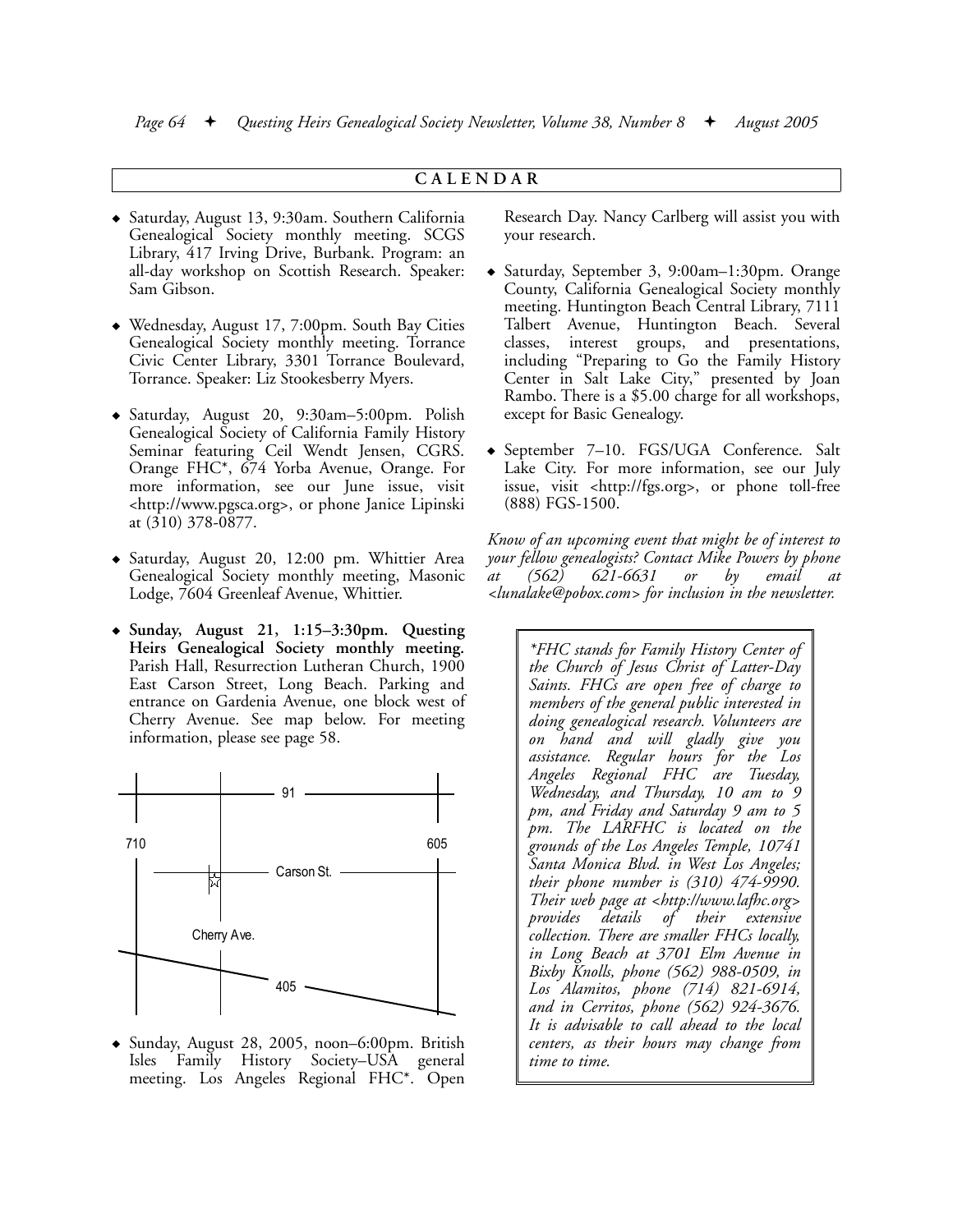## CALENDAR

- Saturday, August 13, 9:30am. Southern California Genealogical Society monthly meeting. SCGS Library, 417 Irving Drive, Burbank. Program: an all-day workshop on Scottish Research. Speaker: Sam Gibson.

- Wednesday, August 17, 7:00pm. South Bay Cities Genealogical Society monthly meeting. Torrance Civic Center Library, 3301 Torrance Boulevard, Torrance. Speaker: Liz Stookesberry Myers.

- Saturday, August 20, 9:30am–5:00pm. Polish Genealogical Society of California Family History Seminar featuring Ceil Wendt Jensen, CGRS. Orange FHC*, 674 Yorba Avenue, Orange. For more information, see our June issue, visit <http://www.pgsca.org>, or phone Janice Lipinski at (310) 378-0877.

- Saturday, August 20, 12:00 pm. Whittier Area Genealogical Society monthly meeting, Masonic Lodge, 7604 Greenleaf Avenue, Whittier.

- **Sunday, August 21, 1:15–3:30pm. Questing Heirs Genealogical Society monthly meeting.** Parish Hall, Resurrection Lutheran Church, 1900 East Carson Street, Long Beach. Parking and entrance on Gardenia Avenue, one block west of Cherry Avenue. See map below. For meeting information, please see page 58.

91
710
605
Carson St.
Cherry Ave.
405

- Sunday, August 28, 2005, noon–6:00pm. British Isles Family History Society–USA general meeting. Los Angeles Regional FHC*. Open Research Day. Nancy Carlberg will assist you with your research.

- Saturday, September 3, 9:00am–1:30pm. Orange County, California Genealogical Society monthly meeting. Huntington Beach Central Library, 7111 Talbert Avenue, Huntington Beach. Several classes, interest groups, and presentations, including "Preparing to Go the Family History Center in Salt Lake City," presented by Joan Rambo. There is a $5.00 charge for all workshops, except for Basic Genealogy.

- September 7–10. FGS/UGA Conference. Salt Lake City. For more information, see our July issue, visit <http://fgs.org>, or phone toll-free (888) FGS-1500.

*Know of an upcoming event that might be of interest to your fellow genealogists? Contact Mike Powers by phone at (562) 621-6631 or by email at <lunalake@pobox.com> for inclusion in the newsletter.*

*\*FHC stands for Family History Center of the Church of Jesus Christ of Latter-Day Saints. FHCs are open free of charge to members of the general public interested in doing genealogical research. Volunteers are on hand and will gladly give you assistance. Regular hours for the Los Angeles Regional FHC are Tuesday, Wednesday, and Thursday, 10 am to 9 pm, and Friday and Saturday 9 am to 5 pm. The LARFHC is located on the grounds of the Los Angeles Temple, 10741 Santa Monica Blvd. in West Los Angeles; their phone number is (310) 474-9990. Their web page at <http://www.lafhc.org> provides details of their extensive collection. There are smaller FHCs locally, in Long Beach at 3701 Elm Avenue in Bixby Knolls, phone (562) 988-0509, in Los Alamitos, phone (714) 821-6914, and in Cerritos, phone (562) 924-3676. It is advisable to call ahead to the local centers, as their hours may change from time to time.*